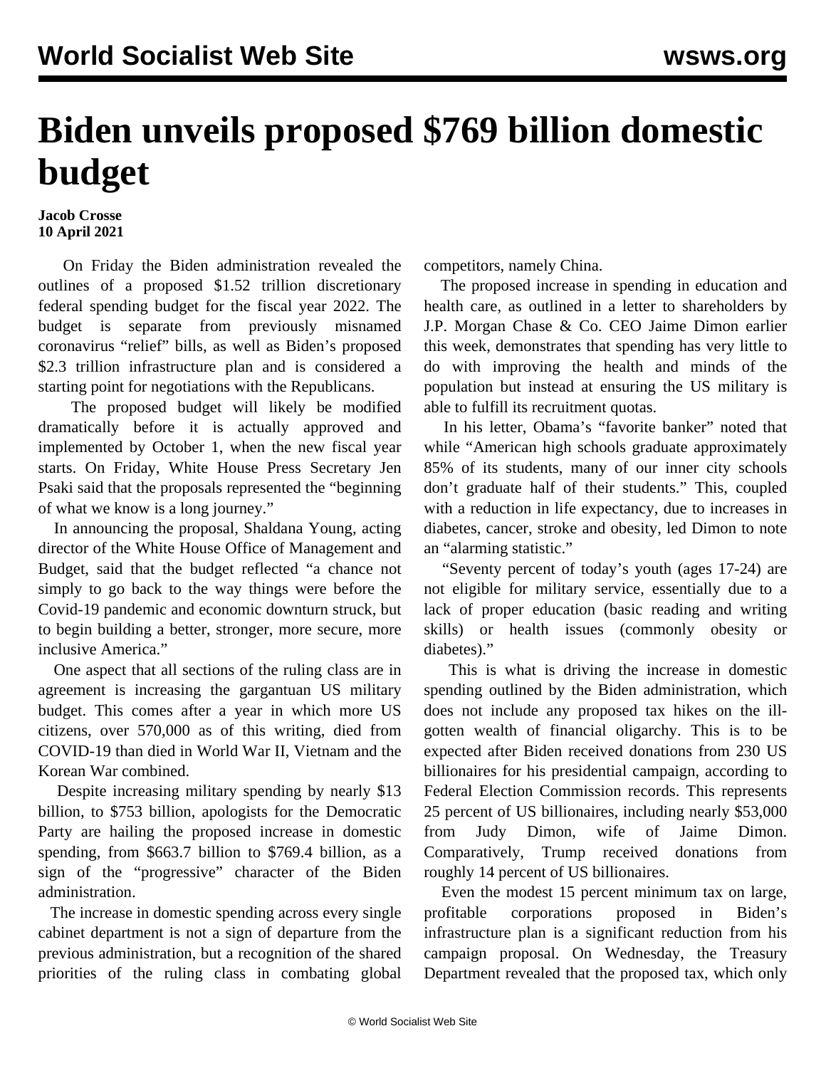# Biden unveils proposed $769 billion domestic budget

**Jacob Crosse**
**10 April 2021**

On Friday the Biden administration revealed the outlines of a proposed $1.52 trillion discretionary federal spending budget for the fiscal year 2022. The budget is separate from previously misnamed coronavirus "relief" bills, as well as Biden's proposed $2.3 trillion infrastructure plan and is considered a starting point for negotiations with the Republicans.

The proposed budget will likely be modified dramatically before it is actually approved and implemented by October 1, when the new fiscal year starts. On Friday, White House Press Secretary Jen Psaki said that the proposals represented the "beginning of what we know is a long journey."

In announcing the proposal, Shaldana Young, acting director of the White House Office of Management and Budget, said that the budget reflected "a chance not simply to go back to the way things were before the Covid-19 pandemic and economic downturn struck, but to begin building a better, stronger, more secure, more inclusive America."

One aspect that all sections of the ruling class are in agreement is increasing the gargantuan US military budget. This comes after a year in which more US citizens, over 570,000 as of this writing, died from COVID-19 than died in World War II, Vietnam and the Korean War combined.

Despite increasing military spending by nearly $13 billion, to $753 billion, apologists for the Democratic Party are hailing the proposed increase in domestic spending, from $663.7 billion to $769.4 billion, as a sign of the "progressive" character of the Biden administration.

The increase in domestic spending across every single cabinet department is not a sign of departure from the previous administration, but a recognition of the shared priorities of the ruling class in combating global competitors, namely China.

The proposed increase in spending in education and health care, as outlined in a letter to shareholders by J.P. Morgan Chase & Co. CEO Jaime Dimon earlier this week, demonstrates that spending has very little to do with improving the health and minds of the population but instead at ensuring the US military is able to fulfill its recruitment quotas.

In his letter, Obama's "favorite banker" noted that while "American high schools graduate approximately 85% of its students, many of our inner city schools don't graduate half of their students." This, coupled with a reduction in life expectancy, due to increases in diabetes, cancer, stroke and obesity, led Dimon to note an "alarming statistic."

"Seventy percent of today's youth (ages 17-24) are not eligible for military service, essentially due to a lack of proper education (basic reading and writing skills) or health issues (commonly obesity or diabetes)."

This is what is driving the increase in domestic spending outlined by the Biden administration, which does not include any proposed tax hikes on the ill-gotten wealth of financial oligarchy. This is to be expected after Biden received donations from 230 US billionaires for his presidential campaign, according to Federal Election Commission records. This represents 25 percent of US billionaires, including nearly $53,000 from Judy Dimon, wife of Jaime Dimon. Comparatively, Trump received donations from roughly 14 percent of US billionaires.

Even the modest 15 percent minimum tax on large, profitable corporations proposed in Biden's infrastructure plan is a significant reduction from his campaign proposal. On Wednesday, the Treasury Department revealed that the proposed tax, which only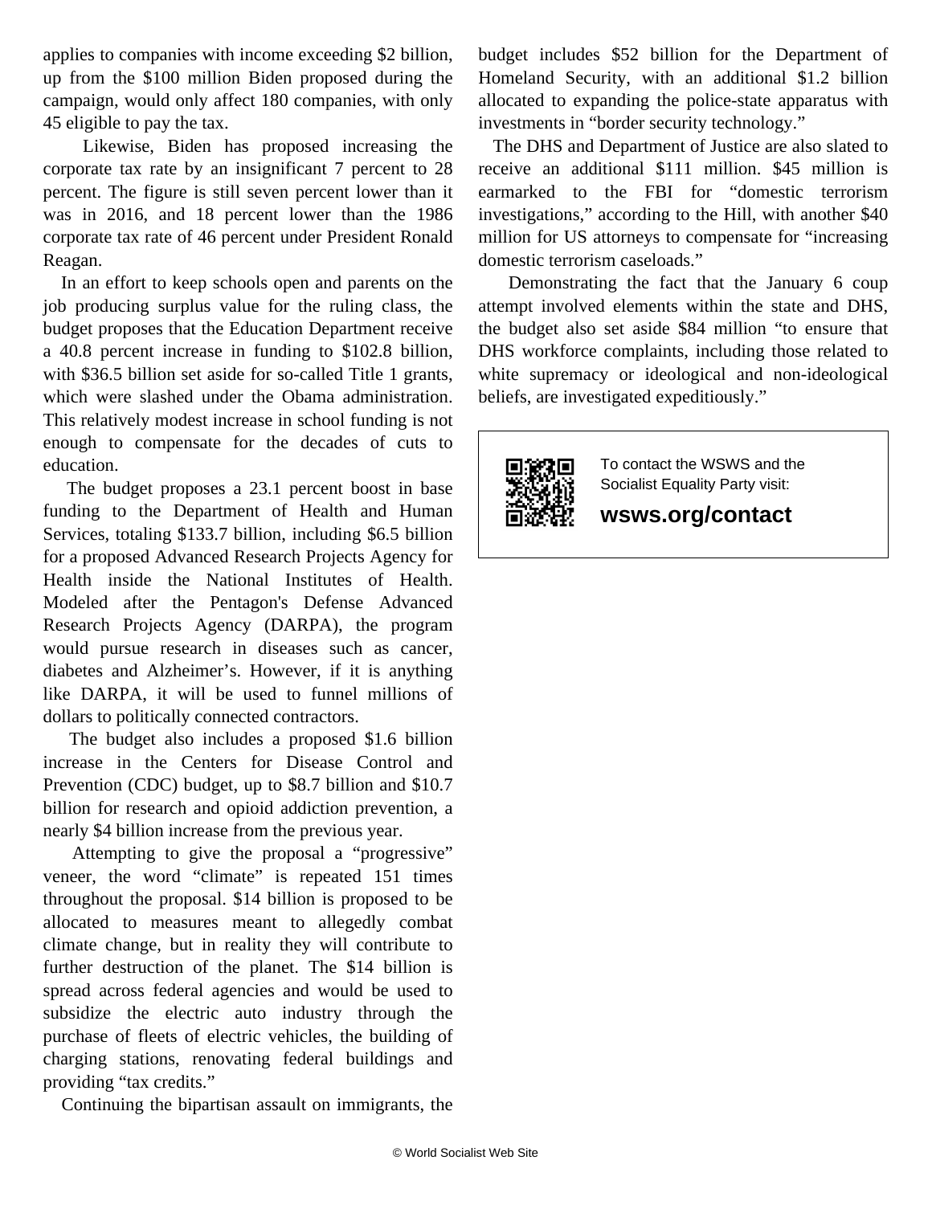applies to companies with income exceeding $2 billion, up from the $100 million Biden proposed during the campaign, would only affect 180 companies, with only 45 eligible to pay the tax.

Likewise, Biden has proposed increasing the corporate tax rate by an insignificant 7 percent to 28 percent. The figure is still seven percent lower than it was in 2016, and 18 percent lower than the 1986 corporate tax rate of 46 percent under President Ronald Reagan.

In an effort to keep schools open and parents on the job producing surplus value for the ruling class, the budget proposes that the Education Department receive a 40.8 percent increase in funding to $102.8 billion, with $36.5 billion set aside for so-called Title 1 grants, which were slashed under the Obama administration. This relatively modest increase in school funding is not enough to compensate for the decades of cuts to education.

The budget proposes a 23.1 percent boost in base funding to the Department of Health and Human Services, totaling $133.7 billion, including $6.5 billion for a proposed Advanced Research Projects Agency for Health inside the National Institutes of Health. Modeled after the Pentagon's Defense Advanced Research Projects Agency (DARPA), the program would pursue research in diseases such as cancer, diabetes and Alzheimer's. However, if it is anything like DARPA, it will be used to funnel millions of dollars to politically connected contractors.

The budget also includes a proposed $1.6 billion increase in the Centers for Disease Control and Prevention (CDC) budget, up to $8.7 billion and $10.7 billion for research and opioid addiction prevention, a nearly $4 billion increase from the previous year.

Attempting to give the proposal a "progressive" veneer, the word "climate" is repeated 151 times throughout the proposal. $14 billion is proposed to be allocated to measures meant to allegedly combat climate change, but in reality they will contribute to further destruction of the planet. The $14 billion is spread across federal agencies and would be used to subsidize the electric auto industry through the purchase of fleets of electric vehicles, the building of charging stations, renovating federal buildings and providing "tax credits."

Continuing the bipartisan assault on immigrants, the budget includes $52 billion for the Department of Homeland Security, with an additional $1.2 billion allocated to expanding the police-state apparatus with investments in "border security technology."

The DHS and Department of Justice are also slated to receive an additional $111 million. $45 million is earmarked to the FBI for "domestic terrorism investigations," according to the Hill, with another $40 million for US attorneys to compensate for "increasing domestic terrorism caseloads."

Demonstrating the fact that the January 6 coup attempt involved elements within the state and DHS, the budget also set aside $84 million "to ensure that DHS workforce complaints, including those related to white supremacy or ideological and non-ideological beliefs, are investigated expeditiously."

To contact the WSWS and the Socialist Equality Party visit:

**wsws.org/contact**